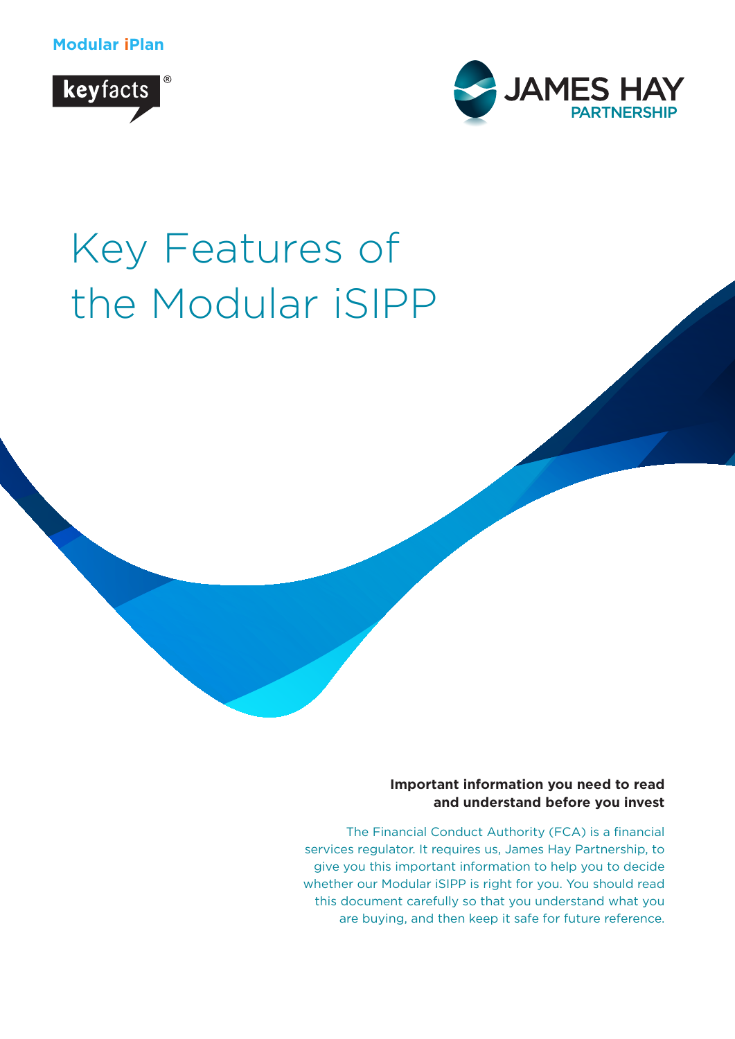Modular iPlan

keyfacts®

JAMES HAY PARTNERSHIP

# Key Features of the Modular iSIPP

**Important information you need to read and understand before you invest**

The Financial Conduct Authority (FCA) is a financial services regulator. It requires us, James Hay Partnership, to give you this important information to help you to decide whether our Modular iSIPP is right for you. You should read this document carefully so that you understand what you are buying, and then keep it safe for future reference.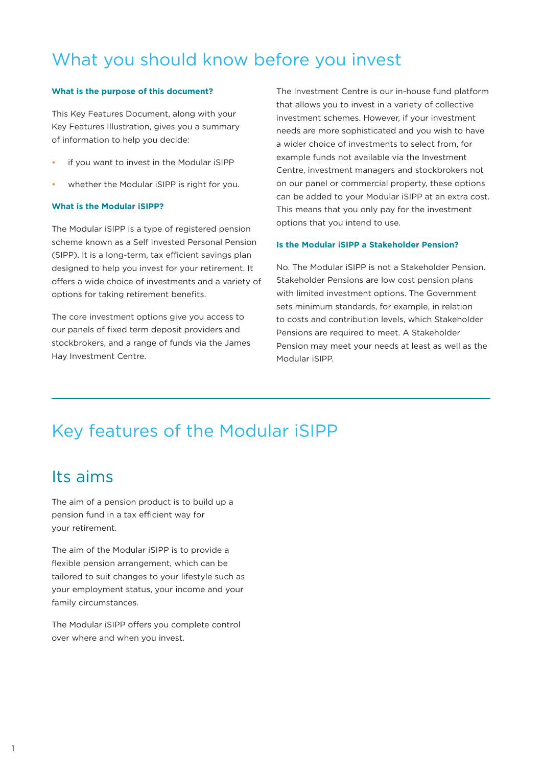# What you should know before you invest

### What is the purpose of this document?

This Key Features Document, along with your Key Features Illustration, gives you a summary of information to help you decide:

- if you want to invest in the Modular iSIPP
- whether the Modular iSIPP is right for you.

### What is the Modular iSIPP?

The Modular iSIPP is a type of registered pension scheme known as a Self Invested Personal Pension (SIPP). It is a long-term, tax efficient savings plan designed to help you invest for your retirement. It offers a wide choice of investments and a variety of options for taking retirement benefits.

The core investment options give you access to our panels of fixed term deposit providers and stockbrokers, and a range of funds via the James Hay Investment Centre.

The Investment Centre is our in-house fund platform that allows you to invest in a variety of collective investment schemes. However, if your investment needs are more sophisticated and you wish to have a wider choice of investments to select from, for example funds not available via the Investment Centre, investment managers and stockbrokers not on our panel or commercial property, these options can be added to your Modular iSIPP at an extra cost. This means that you only pay for the investment options that you intend to use.

### Is the Modular iSIPP a Stakeholder Pension?

No. The Modular iSIPP is not a Stakeholder Pension. Stakeholder Pensions are low cost pension plans with limited investment options. The Government sets minimum standards, for example, in relation to costs and contribution levels, which Stakeholder Pensions are required to meet. A Stakeholder Pension may meet your needs at least as well as the Modular iSIPP.

# Key features of the Modular iSIPP

## Its aims

The aim of a pension product is to build up a pension fund in a tax efficient way for your retirement.

The aim of the Modular iSIPP is to provide a flexible pension arrangement, which can be tailored to suit changes to your lifestyle such as your employment status, your income and your family circumstances.

The Modular iSIPP offers you complete control over where and when you invest.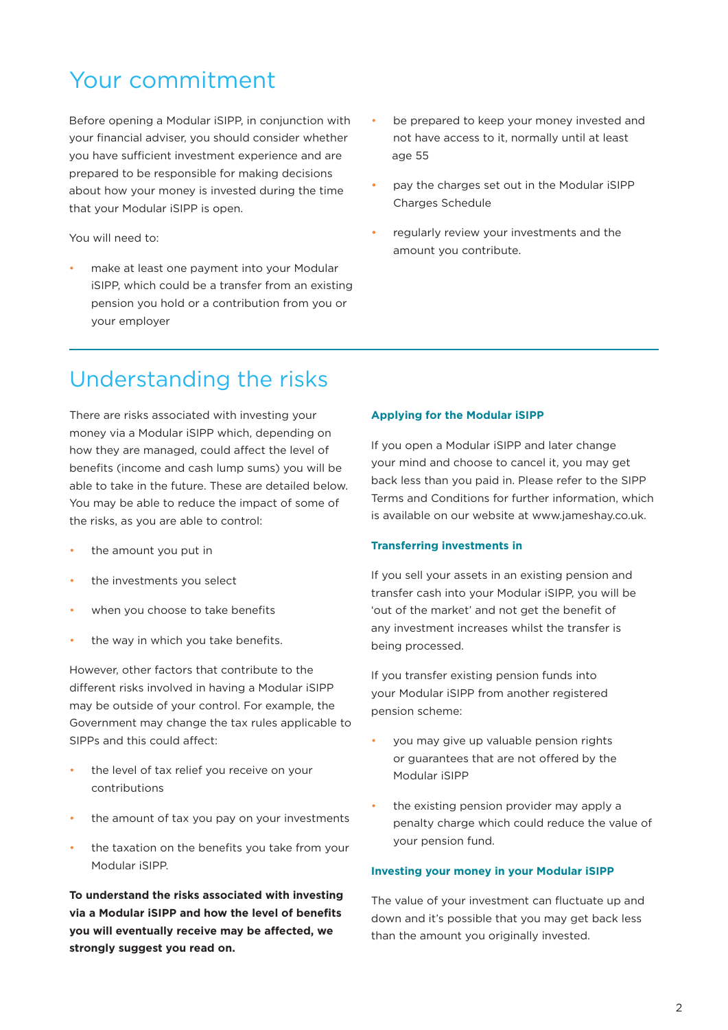## Your commitment

Before opening a Modular iSIPP, in conjunction with your financial adviser, you should consider whether you have sufficient investment experience and are prepared to be responsible for making decisions about how your money is invested during the time that your Modular iSIPP is open.

You will need to:

- make at least one payment into your Modular iSIPP, which could be a transfer from an existing pension you hold or a contribution from you or your employer
- be prepared to keep your money invested and not have access to it, normally until at least age 55
- pay the charges set out in the Modular iSIPP Charges Schedule
- regularly review your investments and the amount you contribute.

## Understanding the risks

There are risks associated with investing your money via a Modular iSIPP which, depending on how they are managed, could affect the level of benefits (income and cash lump sums) you will be able to take in the future. These are detailed below. You may be able to reduce the impact of some of the risks, as you are able to control:

- the amount you put in
- the investments you select
- when you choose to take benefits
- the way in which you take benefits.

However, other factors that contribute to the different risks involved in having a Modular iSIPP may be outside of your control. For example, the Government may change the tax rules applicable to SIPPs and this could affect:

- the level of tax relief you receive on your contributions
- the amount of tax you pay on your investments
- the taxation on the benefits you take from your Modular iSIPP.

**To understand the risks associated with investing via a Modular iSIPP and how the level of benefits you will eventually receive may be affected, we strongly suggest you read on.**

### Applying for the Modular iSIPP

If you open a Modular iSIPP and later change your mind and choose to cancel it, you may get back less than you paid in. Please refer to the SIPP Terms and Conditions for further information, which is available on our website at www.jameshay.co.uk.

### Transferring investments in

If you sell your assets in an existing pension and transfer cash into your Modular iSIPP, you will be 'out of the market' and not get the benefit of any investment increases whilst the transfer is being processed.

If you transfer existing pension funds into your Modular iSIPP from another registered pension scheme:

- you may give up valuable pension rights or guarantees that are not offered by the Modular iSIPP
- the existing pension provider may apply a penalty charge which could reduce the value of your pension fund.

### Investing your money in your Modular iSIPP

The value of your investment can fluctuate up and down and it's possible that you may get back less than the amount you originally invested.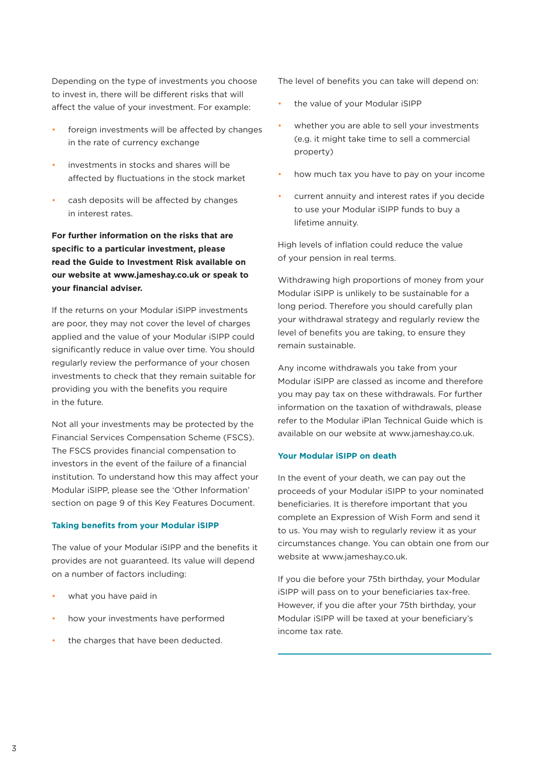Depending on the type of investments you choose to invest in, there will be different risks that will affect the value of your investment. For example:

- foreign investments will be affected by changes in the rate of currency exchange
- investments in stocks and shares will be affected by fluctuations in the stock market
- cash deposits will be affected by changes in interest rates.

**For further information on the risks that are specific to a particular investment, please read the Guide to Investment Risk available on our website at www.jameshay.co.uk or speak to your financial adviser.**

If the returns on your Modular iSIPP investments are poor, they may not cover the level of charges applied and the value of your Modular iSIPP could significantly reduce in value over time. You should regularly review the performance of your chosen investments to check that they remain suitable for providing you with the benefits you require in the future.

Not all your investments may be protected by the Financial Services Compensation Scheme (FSCS). The FSCS provides financial compensation to investors in the event of the failure of a financial institution. To understand how this may affect your Modular iSIPP, please see the 'Other Information' section on page 9 of this Key Features Document.

### Taking benefits from your Modular iSIPP

The value of your Modular iSIPP and the benefits it provides are not guaranteed. Its value will depend on a number of factors including:

- what you have paid in
- how your investments have performed
- the charges that have been deducted.

The level of benefits you can take will depend on:

- the value of your Modular iSIPP
- whether you are able to sell your investments (e.g. it might take time to sell a commercial property)
- how much tax you have to pay on your income
- current annuity and interest rates if you decide to use your Modular iSIPP funds to buy a lifetime annuity.

High levels of inflation could reduce the value of your pension in real terms.

Withdrawing high proportions of money from your Modular iSIPP is unlikely to be sustainable for a long period. Therefore you should carefully plan your withdrawal strategy and regularly review the level of benefits you are taking, to ensure they remain sustainable.

Any income withdrawals you take from your Modular iSIPP are classed as income and therefore you may pay tax on these withdrawals. For further information on the taxation of withdrawals, please refer to the Modular iPlan Technical Guide which is available on our website at www.jameshay.co.uk.

### Your Modular iSIPP on death

In the event of your death, we can pay out the proceeds of your Modular iSIPP to your nominated beneficiaries. It is therefore important that you complete an Expression of Wish Form and send it to us. You may wish to regularly review it as your circumstances change. You can obtain one from our website at www.jameshay.co.uk.

If you die before your 75th birthday, your Modular iSIPP will pass on to your beneficiaries tax-free. However, if you die after your 75th birthday, your Modular iSIPP will be taxed at your beneficiary's income tax rate.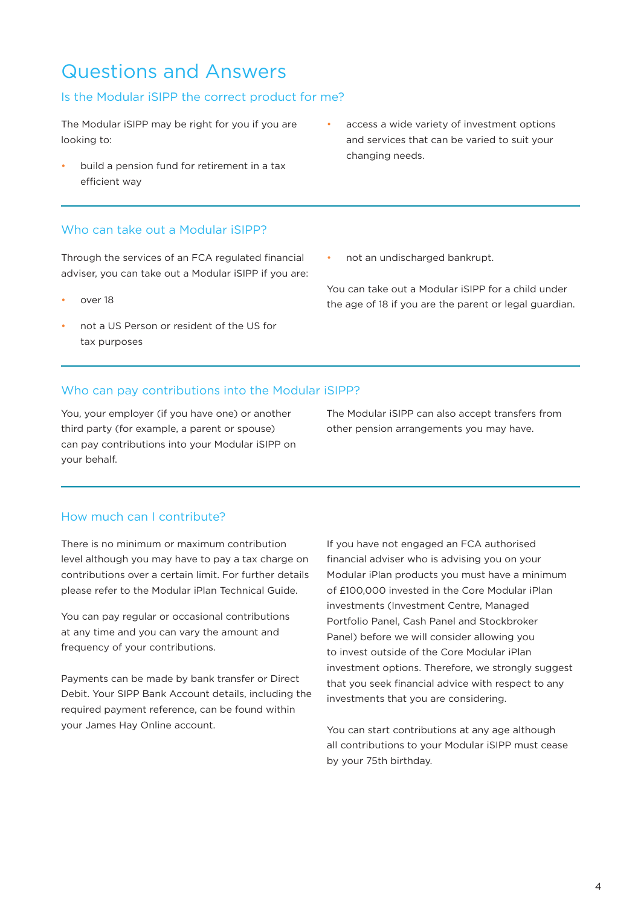# Questions and Answers

## Is the Modular iSIPP the correct product for me?

The Modular iSIPP may be right for you if you are looking to:

- build a pension fund for retirement in a tax efficient way
- access a wide variety of investment options and services that can be varied to suit your changing needs.

## Who can take out a Modular iSIPP?

Through the services of an FCA regulated financial adviser, you can take out a Modular iSIPP if you are:

- over 18
- not a US Person or resident of the US for tax purposes
- not an undischarged bankrupt.

You can take out a Modular iSIPP for a child under the age of 18 if you are the parent or legal guardian.

## Who can pay contributions into the Modular iSIPP?

You, your employer (if you have one) or another third party (for example, a parent or spouse) can pay contributions into your Modular iSIPP on your behalf.

The Modular iSIPP can also accept transfers from other pension arrangements you may have.

## How much can I contribute?

There is no minimum or maximum contribution level although you may have to pay a tax charge on contributions over a certain limit. For further details please refer to the Modular iPlan Technical Guide.

You can pay regular or occasional contributions at any time and you can vary the amount and frequency of your contributions.

Payments can be made by bank transfer or Direct Debit. Your SIPP Bank Account details, including the required payment reference, can be found within your James Hay Online account.

If you have not engaged an FCA authorised financial adviser who is advising you on your Modular iPlan products you must have a minimum of £100,000 invested in the Core Modular iPlan investments (Investment Centre, Managed Portfolio Panel, Cash Panel and Stockbroker Panel) before we will consider allowing you to invest outside of the Core Modular iPlan investment options. Therefore, we strongly suggest that you seek financial advice with respect to any investments that you are considering.

You can start contributions at any age although all contributions to your Modular iSIPP must cease by your 75th birthday.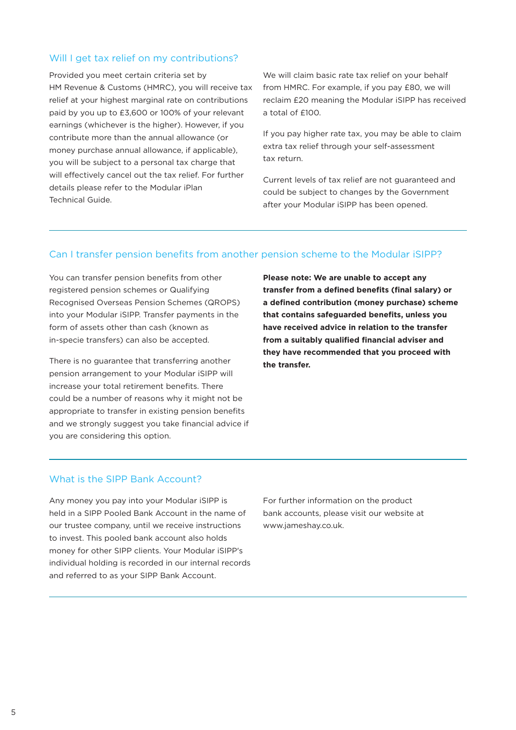## Will I get tax relief on my contributions?

Provided you meet certain criteria set by HM Revenue & Customs (HMRC), you will receive tax relief at your highest marginal rate on contributions paid by you up to £3,600 or 100% of your relevant earnings (whichever is the higher). However, if you contribute more than the annual allowance (or money purchase annual allowance, if applicable), you will be subject to a personal tax charge that will effectively cancel out the tax relief. For further details please refer to the Modular iPlan Technical Guide.

We will claim basic rate tax relief on your behalf from HMRC. For example, if you pay £80, we will reclaim £20 meaning the Modular iSIPP has received a total of £100.

If you pay higher rate tax, you may be able to claim extra tax relief through your self-assessment tax return.

Current levels of tax relief are not guaranteed and could be subject to changes by the Government after your Modular iSIPP has been opened.

## Can I transfer pension benefits from another pension scheme to the Modular iSIPP?

You can transfer pension benefits from other registered pension schemes or Qualifying Recognised Overseas Pension Schemes (QROPS) into your Modular iSIPP. Transfer payments in the form of assets other than cash (known as in-specie transfers) can also be accepted.

There is no guarantee that transferring another pension arrangement to your Modular iSIPP will increase your total retirement benefits. There could be a number of reasons why it might not be appropriate to transfer in existing pension benefits and we strongly suggest you take financial advice if you are considering this option.

**Please note: We are unable to accept any transfer from a defined benefits (final salary) or a defined contribution (money purchase) scheme that contains safeguarded benefits, unless you have received advice in relation to the transfer from a suitably qualified financial adviser and they have recommended that you proceed with the transfer.**

## What is the SIPP Bank Account?

Any money you pay into your Modular iSIPP is held in a SIPP Pooled Bank Account in the name of our trustee company, until we receive instructions to invest. This pooled bank account also holds money for other SIPP clients. Your Modular iSIPP's individual holding is recorded in our internal records and referred to as your SIPP Bank Account.

For further information on the product bank accounts, please visit our website at www.jameshay.co.uk.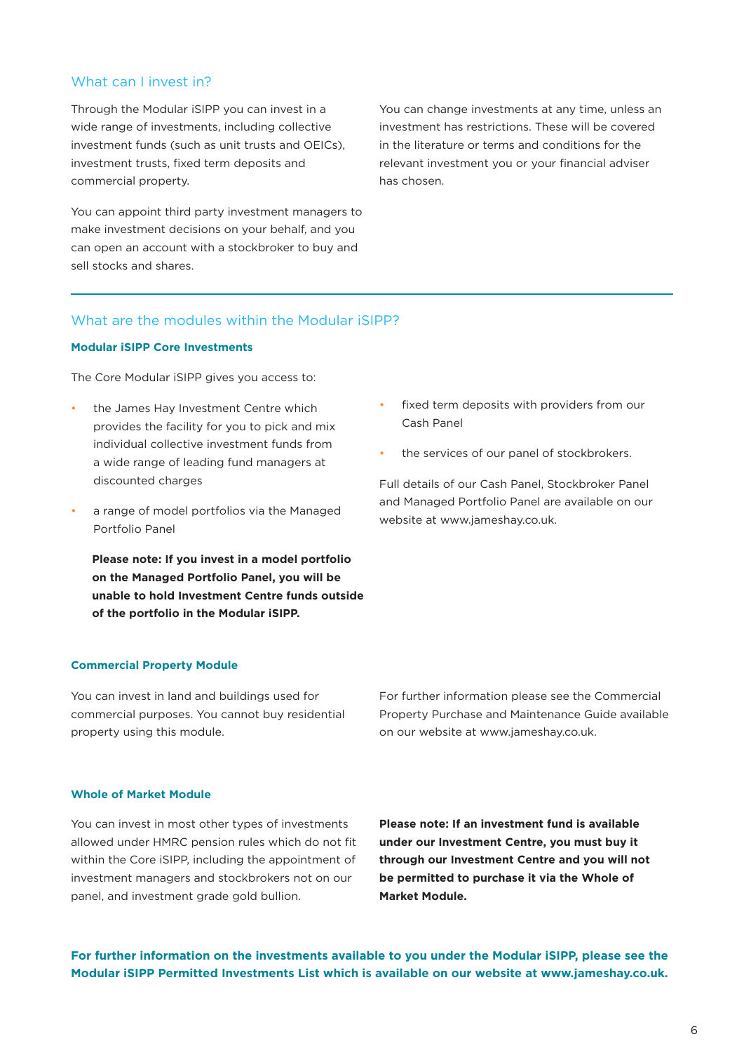## What can I invest in?

Through the Modular iSIPP you can invest in a wide range of investments, including collective investment funds (such as unit trusts and OEICs), investment trusts, fixed term deposits and commercial property.

You can appoint third party investment managers to make investment decisions on your behalf, and you can open an account with a stockbroker to buy and sell stocks and shares.

You can change investments at any time, unless an investment has restrictions. These will be covered in the literature or terms and conditions for the relevant investment you or your financial adviser has chosen.

## What are the modules within the Modular iSIPP?

### Modular iSIPP Core Investments

The Core Modular iSIPP gives you access to:

- the James Hay Investment Centre which provides the facility for you to pick and mix individual collective investment funds from a wide range of leading fund managers at discounted charges
- a range of model portfolios via the Managed Portfolio Panel

  **Please note: If you invest in a model portfolio on the Managed Portfolio Panel, you will be unable to hold Investment Centre funds outside of the portfolio in the Modular iSIPP.**

- fixed term deposits with providers from our Cash Panel
- the services of our panel of stockbrokers.

Full details of our Cash Panel, Stockbroker Panel and Managed Portfolio Panel are available on our website at www.jameshay.co.uk.

### Commercial Property Module

You can invest in land and buildings used for commercial purposes. You cannot buy residential property using this module.

For further information please see the Commercial Property Purchase and Maintenance Guide available on our website at www.jameshay.co.uk.

### Whole of Market Module

You can invest in most other types of investments allowed under HMRC pension rules which do not fit within the Core iSIPP, including the appointment of investment managers and stockbrokers not on our panel, and investment grade gold bullion.

**Please note: If an investment fund is available under our Investment Centre, you must buy it through our Investment Centre and you will not be permitted to purchase it via the Whole of Market Module.**

**For further information on the investments available to you under the Modular iSIPP, please see the Modular iSIPP Permitted Investments List which is available on our website at www.jameshay.co.uk.**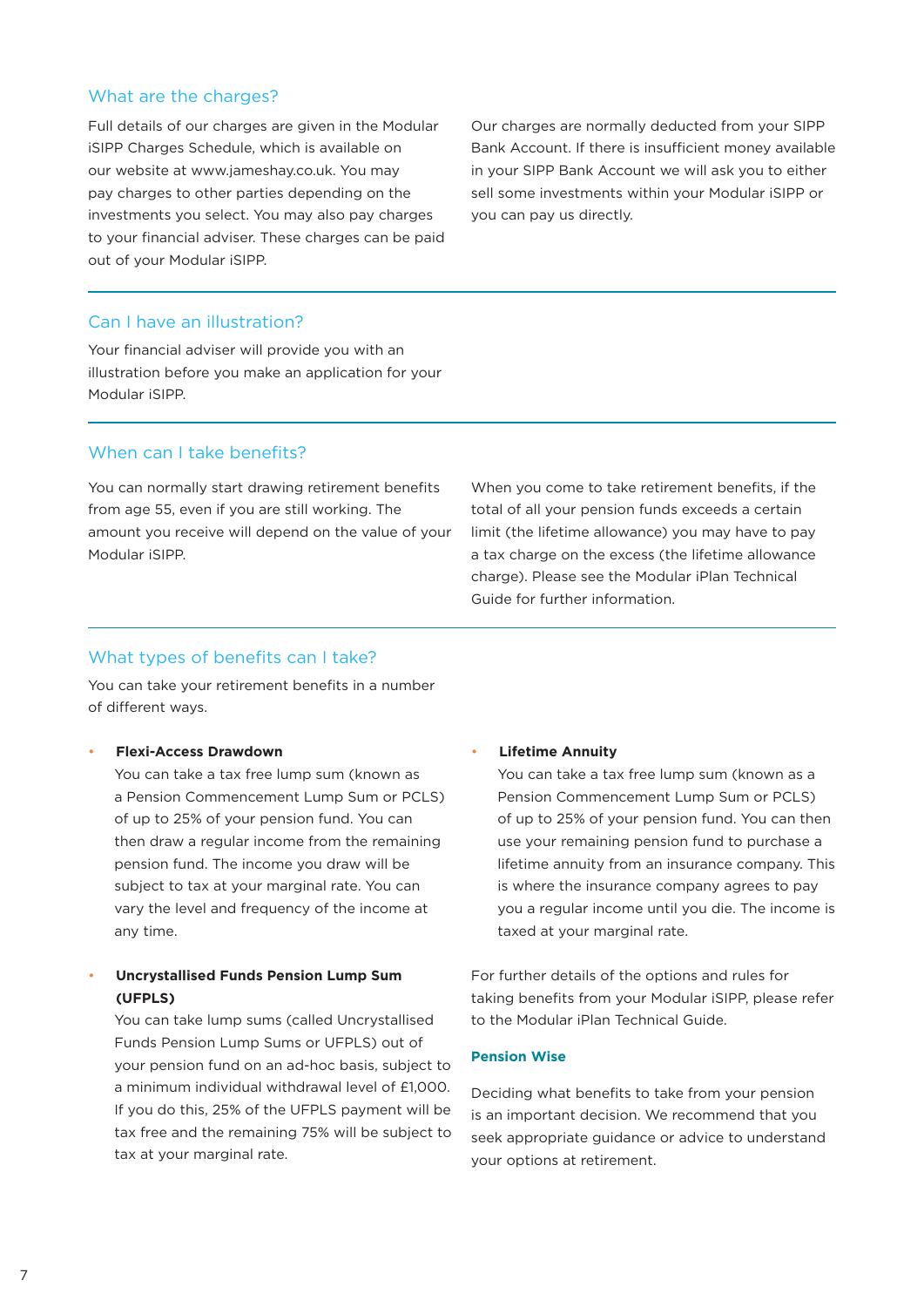## What are the charges?

Full details of our charges are given in the Modular iSIPP Charges Schedule, which is available on our website at www.jameshay.co.uk. You may pay charges to other parties depending on the investments you select. You may also pay charges to your financial adviser. These charges can be paid out of your Modular iSIPP.

Our charges are normally deducted from your SIPP Bank Account. If there is insufficient money available in your SIPP Bank Account we will ask you to either sell some investments within your Modular iSIPP or you can pay us directly.

## Can I have an illustration?

Your financial adviser will provide you with an illustration before you make an application for your Modular iSIPP.

## When can I take benefits?

You can normally start drawing retirement benefits from age 55, even if you are still working. The amount you receive will depend on the value of your Modular iSIPP.

When you come to take retirement benefits, if the total of all your pension funds exceeds a certain limit (the lifetime allowance) you may have to pay a tax charge on the excess (the lifetime allowance charge). Please see the Modular iPlan Technical Guide for further information.

## What types of benefits can I take?

You can take your retirement benefits in a number of different ways.

- **Flexi-Access Drawdown**
  You can take a tax free lump sum (known as a Pension Commencement Lump Sum or PCLS) of up to 25% of your pension fund. You can then draw a regular income from the remaining pension fund. The income you draw will be subject to tax at your marginal rate. You can vary the level and frequency of the income at any time.

- **Uncrystallised Funds Pension Lump Sum (UFPLS)**
  You can take lump sums (called Uncrystallised Funds Pension Lump Sums or UFPLS) out of your pension fund on an ad-hoc basis, subject to a minimum individual withdrawal level of £1,000. If you do this, 25% of the UFPLS payment will be tax free and the remaining 75% will be subject to tax at your marginal rate.

- **Lifetime Annuity**
  You can take a tax free lump sum (known as a Pension Commencement Lump Sum or PCLS) of up to 25% of your pension fund. You can then use your remaining pension fund to purchase a lifetime annuity from an insurance company. This is where the insurance company agrees to pay you a regular income until you die. The income is taxed at your marginal rate.

For further details of the options and rules for taking benefits from your Modular iSIPP, please refer to the Modular iPlan Technical Guide.

**Pension Wise**

Deciding what benefits to take from your pension is an important decision. We recommend that you seek appropriate guidance or advice to understand your options at retirement.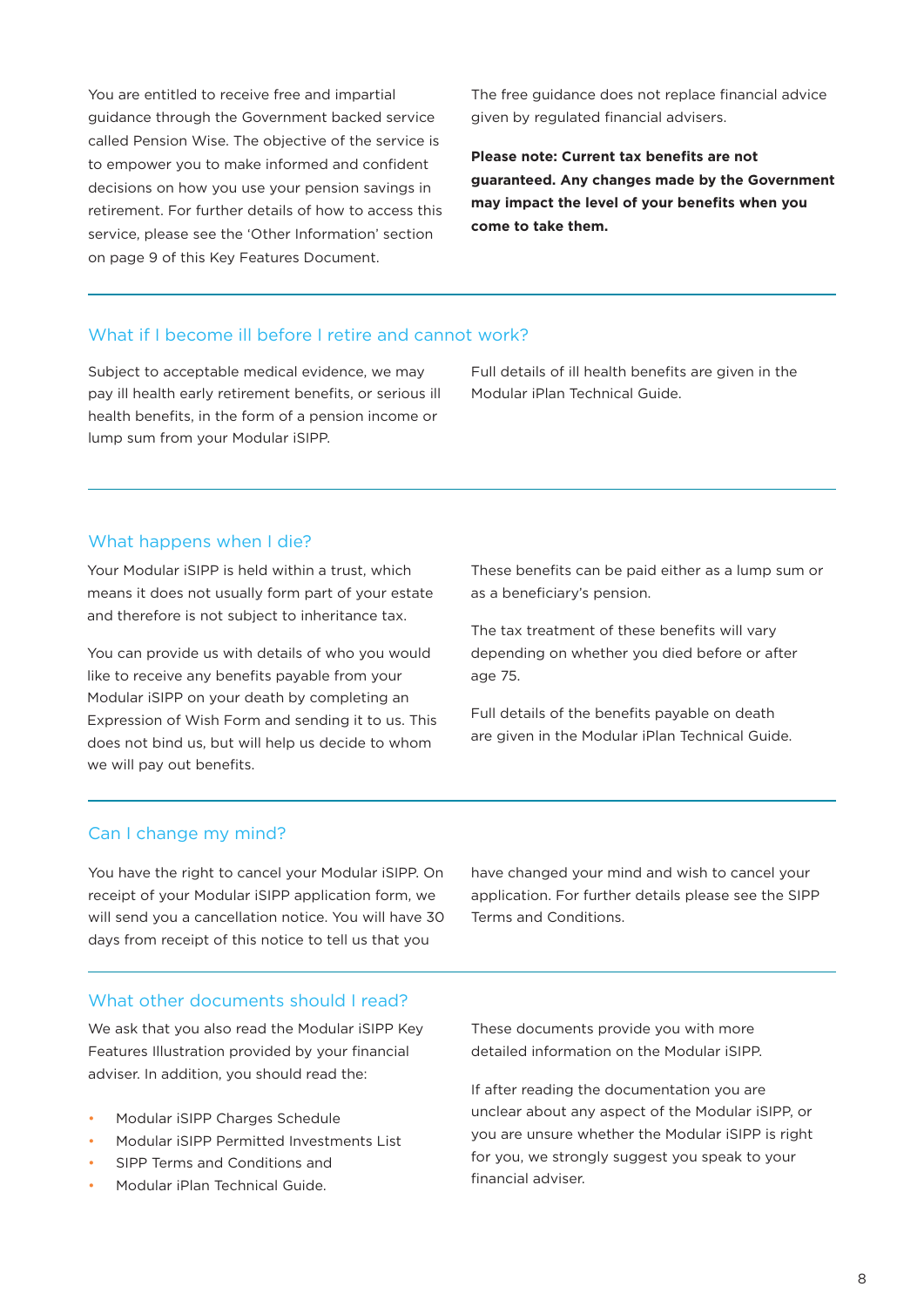You are entitled to receive free and impartial guidance through the Government backed service called Pension Wise. The objective of the service is to empower you to make informed and confident decisions on how you use your pension savings in retirement. For further details of how to access this service, please see the 'Other Information' section on page 9 of this Key Features Document.

The free guidance does not replace financial advice given by regulated financial advisers.

**Please note: Current tax benefits are not guaranteed. Any changes made by the Government may impact the level of your benefits when you come to take them.**

## What if I become ill before I retire and cannot work?

Subject to acceptable medical evidence, we may pay ill health early retirement benefits, or serious ill health benefits, in the form of a pension income or lump sum from your Modular iSIPP.

Full details of ill health benefits are given in the Modular iPlan Technical Guide.

## What happens when I die?

Your Modular iSIPP is held within a trust, which means it does not usually form part of your estate and therefore is not subject to inheritance tax.

You can provide us with details of who you would like to receive any benefits payable from your Modular iSIPP on your death by completing an Expression of Wish Form and sending it to us. This does not bind us, but will help us decide to whom we will pay out benefits.

These benefits can be paid either as a lump sum or as a beneficiary's pension.

The tax treatment of these benefits will vary depending on whether you died before or after age 75.

Full details of the benefits payable on death are given in the Modular iPlan Technical Guide.

## Can I change my mind?

You have the right to cancel your Modular iSIPP. On receipt of your Modular iSIPP application form, we will send you a cancellation notice. You will have 30 days from receipt of this notice to tell us that you have changed your mind and wish to cancel your application. For further details please see the SIPP Terms and Conditions.

## What other documents should I read?

We ask that you also read the Modular iSIPP Key Features Illustration provided by your financial adviser. In addition, you should read the:

- Modular iSIPP Charges Schedule
- Modular iSIPP Permitted Investments List
- SIPP Terms and Conditions and
- Modular iPlan Technical Guide.

These documents provide you with more detailed information on the Modular iSIPP.

If after reading the documentation you are unclear about any aspect of the Modular iSIPP, or you are unsure whether the Modular iSIPP is right for you, we strongly suggest you speak to your financial adviser.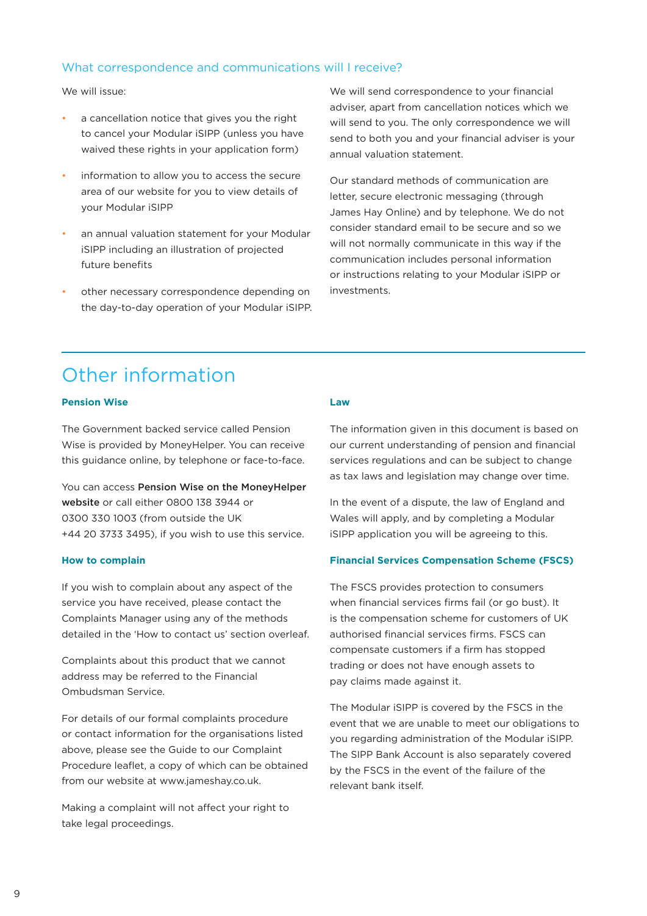### What correspondence and communications will I receive?

We will issue:

- a cancellation notice that gives you the right to cancel your Modular iSIPP (unless you have waived these rights in your application form)
- information to allow you to access the secure area of our website for you to view details of your Modular iSIPP
- an annual valuation statement for your Modular iSIPP including an illustration of projected future benefits
- other necessary correspondence depending on the day-to-day operation of your Modular iSIPP.

We will send correspondence to your financial adviser, apart from cancellation notices which we will send to you. The only correspondence we will send to both you and your financial adviser is your annual valuation statement.

Our standard methods of communication are letter, secure electronic messaging (through James Hay Online) and by telephone. We do not consider standard email to be secure and so we will not normally communicate in this way if the communication includes personal information or instructions relating to your Modular iSIPP or investments.

## Other information

### Pension Wise

The Government backed service called Pension Wise is provided by MoneyHelper. You can receive this guidance online, by telephone or face-to-face.

You can access **Pension Wise on the MoneyHelper website** or call either 0800 138 3944 or 0300 330 1003 (from outside the UK +44 20 3733 3495), if you wish to use this service.

### How to complain

If you wish to complain about any aspect of the service you have received, please contact the Complaints Manager using any of the methods detailed in the 'How to contact us' section overleaf.

Complaints about this product that we cannot address may be referred to the Financial Ombudsman Service.

For details of our formal complaints procedure or contact information for the organisations listed above, please see the Guide to our Complaint Procedure leaflet, a copy of which can be obtained from our website at www.jameshay.co.uk.

Making a complaint will not affect your right to take legal proceedings.

### Law

The information given in this document is based on our current understanding of pension and financial services regulations and can be subject to change as tax laws and legislation may change over time.

In the event of a dispute, the law of England and Wales will apply, and by completing a Modular iSIPP application you will be agreeing to this.

### Financial Services Compensation Scheme (FSCS)

The FSCS provides protection to consumers when financial services firms fail (or go bust). It is the compensation scheme for customers of UK authorised financial services firms. FSCS can compensate customers if a firm has stopped trading or does not have enough assets to pay claims made against it.

The Modular iSIPP is covered by the FSCS in the event that we are unable to meet our obligations to you regarding administration of the Modular iSIPP. The SIPP Bank Account is also separately covered by the FSCS in the event of the failure of the relevant bank itself.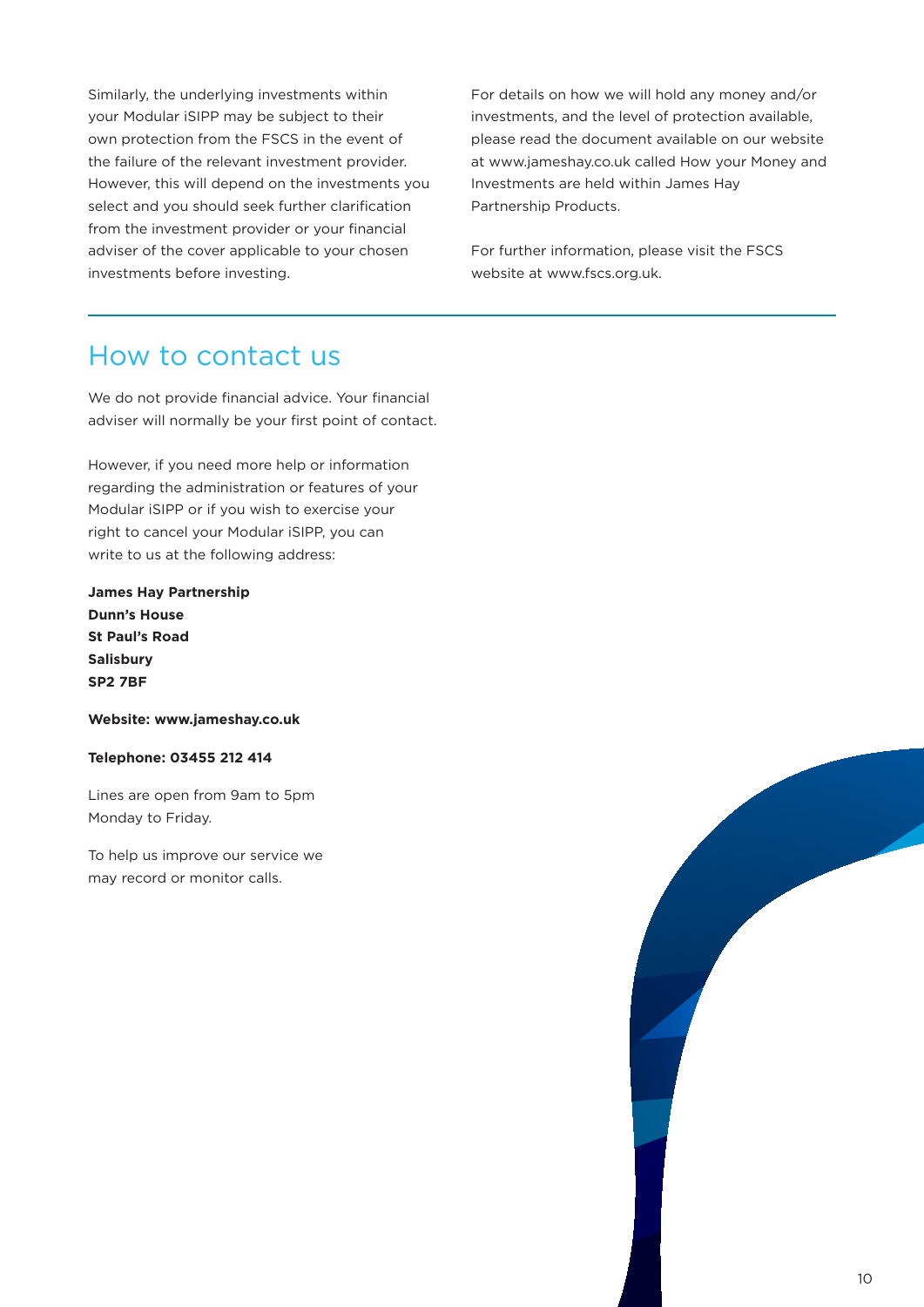Similarly, the underlying investments within your Modular iSIPP may be subject to their own protection from the FSCS in the event of the failure of the relevant investment provider. However, this will depend on the investments you select and you should seek further clarification from the investment provider or your financial adviser of the cover applicable to your chosen investments before investing.

For details on how we will hold any money and/or investments, and the level of protection available, please read the document available on our website at www.jameshay.co.uk called How your Money and Investments are held within James Hay Partnership Products.

For further information, please visit the FSCS website at www.fscs.org.uk.

## How to contact us

We do not provide financial advice. Your financial adviser will normally be your first point of contact.

However, if you need more help or information regarding the administration or features of your Modular iSIPP or if you wish to exercise your right to cancel your Modular iSIPP, you can write to us at the following address:

**James Hay Partnership**
**Dunn's House**
**St Paul's Road**
**Salisbury**
**SP2 7BF**

**Website: www.jameshay.co.uk**

**Telephone: 03455 212 414**

Lines are open from 9am to 5pm Monday to Friday.

To help us improve our service we may record or monitor calls.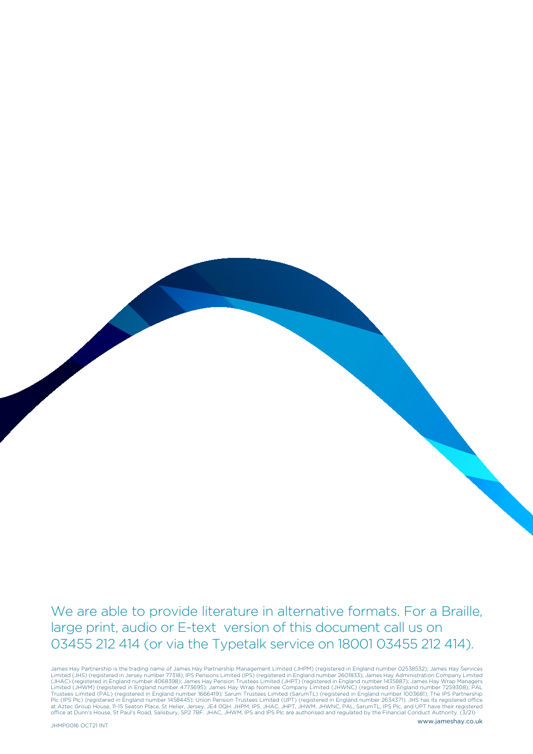We are able to provide literature in alternative formats. For a Braille, large print, audio or E-text version of this document call us on 03455 212 414 (or via the Typetalk service on 18001 03455 212 414).

James Hay Partnership is the trading name of James Hay Partnership Management Limited (JHPM) (registered in England number 02538532); James Hay Services Limited (JHS) (registered in Jersey number 77318); IPS Pensions Limited (IPS) (registered in England number 2601833); James Hay Administration Company Limited (JHAC) (registered in England number 4068398); James Hay Pension Trustees Limited (JHPT) (registered in England number 1435887); James Hay Wrap Managers Limited (JHWM) (registered in England number 4773695); James Hay Wrap Nominee Company Limited (JHWNC) (registered in England number 7259308); PAL Trustees Limited (PAL) (registered in England number 1666419); Sarum Trustees Limited (SarumTL) (registered in England number 1003681); The IPS Partnership Plc (IPS Plc) (registered in England number 1458445); Union Pension Trustees Limited (UPT) (registered in England number 2634371). JHS has its registered office at Aztec Group House, 11-15 Seaton Place, St Helier, Jersey, JE4 0QH. JHPM, IPS, JHAC, JHPT, JHWM, JHWNC, PAL, SarumTL, IPS Plc, and UPT have their registered office at Dunn's House, St Paul's Road, Salisbury, SP2 7BF. JHAC, JHWM, IPS and IPS Plc are authorised and regulated by the Financial Conduct Authority. (3/21)

JHMP0016 OCT21 INT

www.jameshay.co.uk